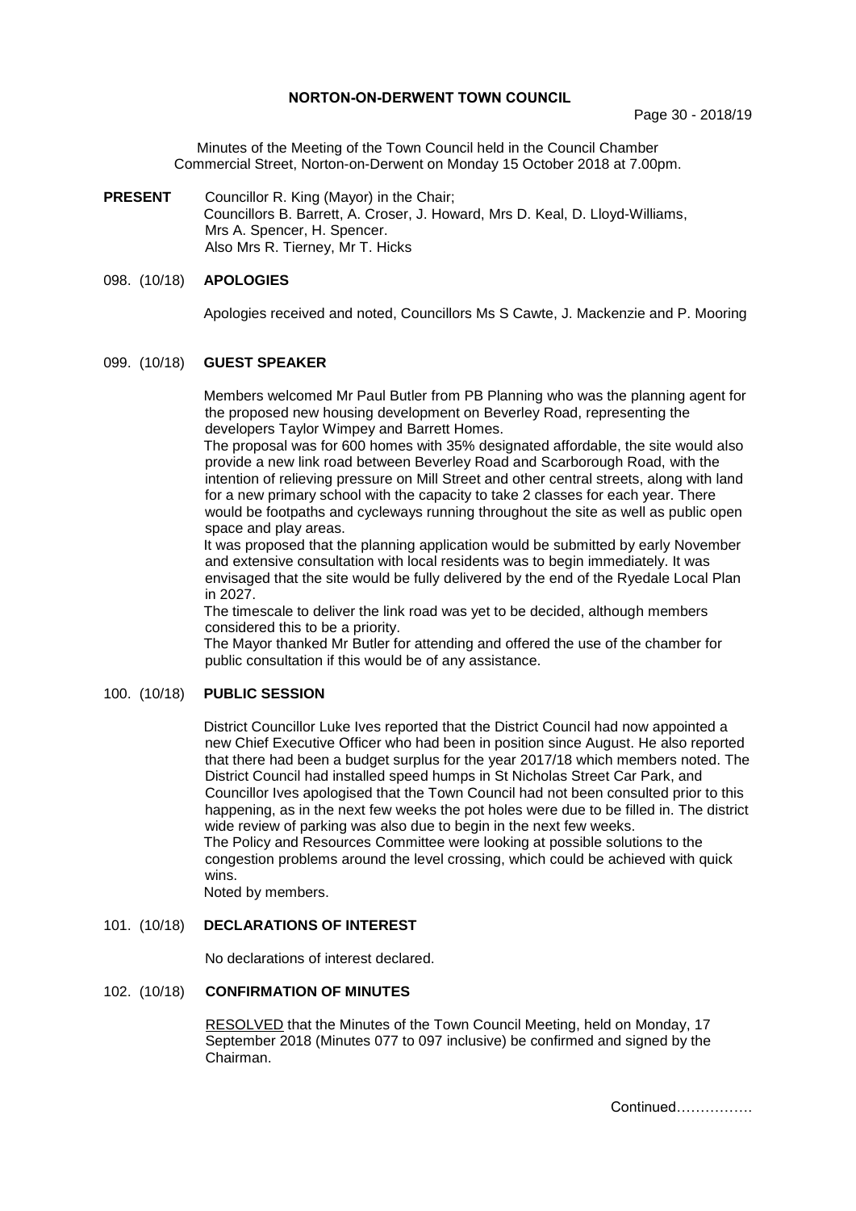# NORTON-ON-DERWENT TOWN COUNCIL

Minutes of the Meeting of the Town Council held in the Council Chamber Commercial Street, Norton-on-Derwent on Monday 15 October 2018 at 7.00pm.

**PRESENT** Councillor R. King (Mayor) in the Chair;
Councillors B. Barrett, A. Croser, J. Howard, Mrs D. Keal, D. Lloyd-Williams, Mrs A. Spencer, H. Spencer.
Also Mrs R. Tierney, Mr T. Hicks

## 098. (10/18) APOLOGIES

Apologies received and noted, Councillors Ms S Cawte, J. Mackenzie and P. Mooring

## 099. (10/18) GUEST SPEAKER

Members welcomed Mr Paul Butler from PB Planning who was the planning agent for the proposed new housing development on Beverley Road, representing the developers Taylor Wimpey and Barrett Homes.

The proposal was for 600 homes with 35% designated affordable, the site would also provide a new link road between Beverley Road and Scarborough Road, with the intention of relieving pressure on Mill Street and other central streets, along with land for a new primary school with the capacity to take 2 classes for each year. There would be footpaths and cycleways running throughout the site as well as public open space and play areas.

It was proposed that the planning application would be submitted by early November and extensive consultation with local residents was to begin immediately. It was envisaged that the site would be fully delivered by the end of the Ryedale Local Plan in 2027.

The timescale to deliver the link road was yet to be decided, although members considered this to be a priority.

The Mayor thanked Mr Butler for attending and offered the use of the chamber for public consultation if this would be of any assistance.

## 100. (10/18) PUBLIC SESSION

District Councillor Luke Ives reported that the District Council had now appointed a new Chief Executive Officer who had been in position since August. He also reported that there had been a budget surplus for the year 2017/18 which members noted. The District Council had installed speed humps in St Nicholas Street Car Park, and Councillor Ives apologised that the Town Council had not been consulted prior to this happening, as in the next few weeks the pot holes were due to be filled in. The district wide review of parking was also due to begin in the next few weeks.

The Policy and Resources Committee were looking at possible solutions to the congestion problems around the level crossing, which could be achieved with quick wins.

Noted by members.

## 101. (10/18) DECLARATIONS OF INTEREST

No declarations of interest declared.

## 102. (10/18) CONFIRMATION OF MINUTES

RESOLVED that the Minutes of the Town Council Meeting, held on Monday, 17 September 2018 (Minutes 077 to 097 inclusive) be confirmed and signed by the Chairman.

Continued…………….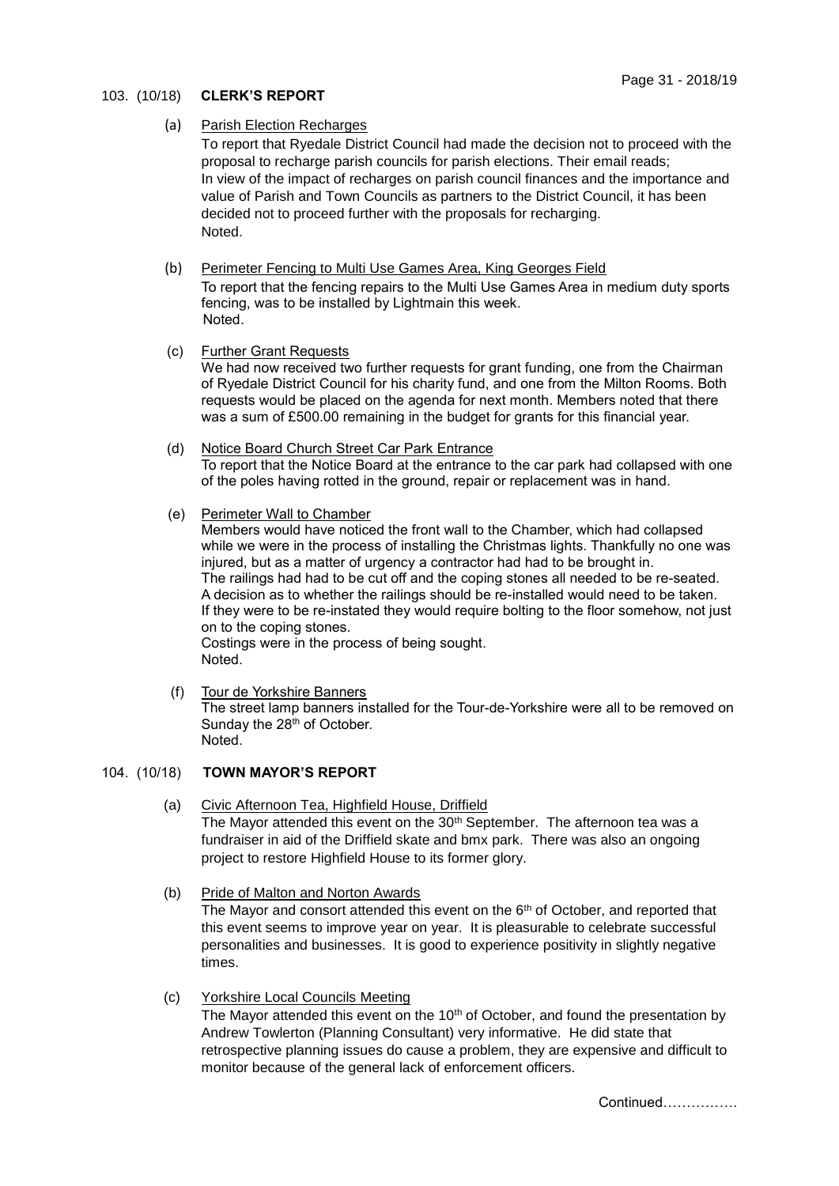## 103. (10/18) CLERK'S REPORT

(a) Parish Election Recharges

To report that Ryedale District Council had made the decision not to proceed with the proposal to recharge parish councils for parish elections. Their email reads;
In view of the impact of recharges on parish council finances and the importance and value of Parish and Town Councils as partners to the District Council, it has been decided not to proceed further with the proposals for recharging.
Noted.

(b) Perimeter Fencing to Multi Use Games Area, King Georges Field

To report that the fencing repairs to the Multi Use Games Area in medium duty sports fencing, was to be installed by Lightmain this week.
Noted.

(c) Further Grant Requests

We had now received two further requests for grant funding, one from the Chairman of Ryedale District Council for his charity fund, and one from the Milton Rooms. Both requests would be placed on the agenda for next month. Members noted that there was a sum of £500.00 remaining in the budget for grants for this financial year.

(d) Notice Board Church Street Car Park Entrance

To report that the Notice Board at the entrance to the car park had collapsed with one of the poles having rotted in the ground, repair or replacement was in hand.

(e) Perimeter Wall to Chamber

Members would have noticed the front wall to the Chamber, which had collapsed while we were in the process of installing the Christmas lights. Thankfully no one was injured, but as a matter of urgency a contractor had had to be brought in.
The railings had had to be cut off and the coping stones all needed to be re-seated.
A decision as to whether the railings should be re-installed would need to be taken.
If they were to be re-instated they would require bolting to the floor somehow, not just on to the coping stones.
Costings were in the process of being sought.
Noted.

(f) Tour de Yorkshire Banners

The street lamp banners installed for the Tour-de-Yorkshire were all to be removed on Sunday the 28th of October.
Noted.

## 104. (10/18) TOWN MAYOR'S REPORT

(a) Civic Afternoon Tea, Highfield House, Driffield

The Mayor attended this event on the 30th September. The afternoon tea was a fundraiser in aid of the Driffield skate and bmx park. There was also an ongoing project to restore Highfield House to its former glory.

(b) Pride of Malton and Norton Awards

The Mayor and consort attended this event on the 6th of October, and reported that this event seems to improve year on year. It is pleasurable to celebrate successful personalities and businesses. It is good to experience positivity in slightly negative times.

(c) Yorkshire Local Councils Meeting

The Mayor attended this event on the 10th of October, and found the presentation by Andrew Towlerton (Planning Consultant) very informative. He did state that retrospective planning issues do cause a problem, they are expensive and difficult to monitor because of the general lack of enforcement officers.

Continued…………….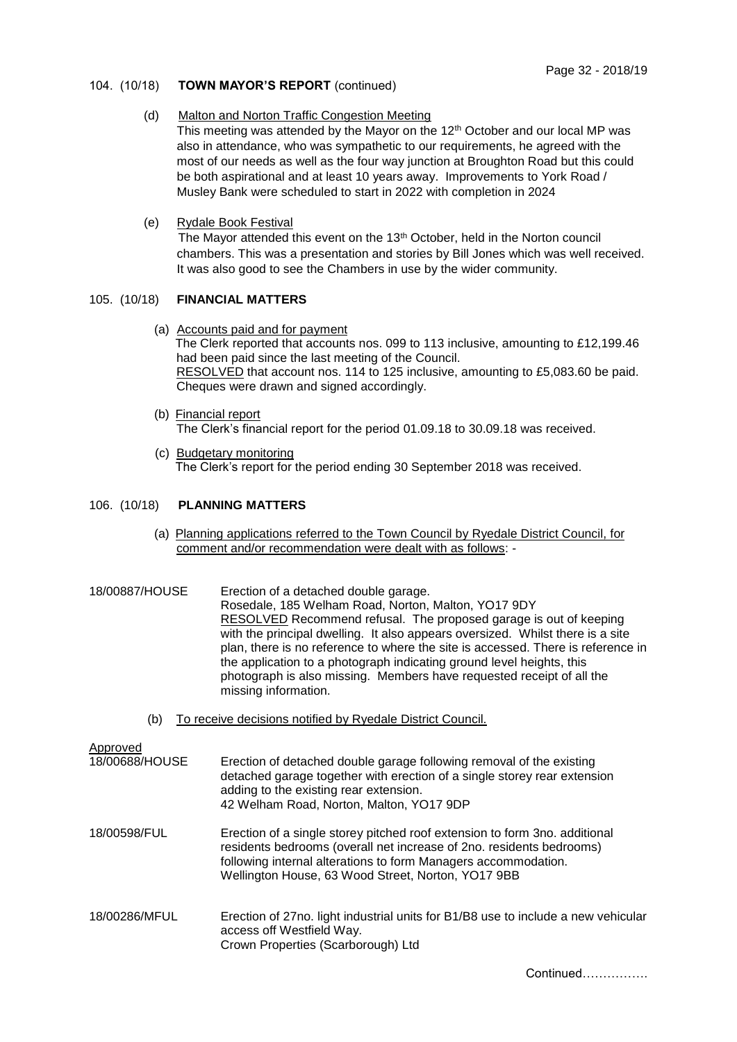104. (10/18) **TOWN MAYOR'S REPORT** (continued)

(d) Malton and Norton Traffic Congestion Meeting
This meeting was attended by the Mayor on the 12th October and our local MP was also in attendance, who was sympathetic to our requirements, he agreed with the most of our needs as well as the four way junction at Broughton Road but this could be both aspirational and at least 10 years away. Improvements to York Road / Musley Bank were scheduled to start in 2022 with completion in 2024

(e) Rydale Book Festival
The Mayor attended this event on the 13th October, held in the Norton council chambers. This was a presentation and stories by Bill Jones which was well received. It was also good to see the Chambers in use by the wider community.

105. (10/18) **FINANCIAL MATTERS**

(a) Accounts paid and for payment
The Clerk reported that accounts nos. 099 to 113 inclusive, amounting to £12,199.46 had been paid since the last meeting of the Council.
RESOLVED that account nos. 114 to 125 inclusive, amounting to £5,083.60 be paid. Cheques were drawn and signed accordingly.

(b) Financial report
The Clerk's financial report for the period 01.09.18 to 30.09.18 was received.

(c) Budgetary monitoring
The Clerk's report for the period ending 30 September 2018 was received.

106. (10/18) **PLANNING MATTERS**

(a) Planning applications referred to the Town Council by Ryedale District Council, for comment and/or recommendation were dealt with as follows: -

18/00887/HOUSE — Erection of a detached double garage.
Rosedale, 185 Welham Road, Norton, Malton, YO17 9DY
RESOLVED Recommend refusal. The proposed garage is out of keeping with the principal dwelling. It also appears oversized. Whilst there is a site plan, there is no reference to where the site is accessed. There is reference in the application to a photograph indicating ground level heights, this photograph is also missing. Members have requested receipt of all the missing information.

(b) To receive decisions notified by Ryedale District Council.

Approved

18/00688/HOUSE — Erection of detached double garage following removal of the existing detached garage together with erection of a single storey rear extension adding to the existing rear extension.
42 Welham Road, Norton, Malton, YO17 9DP

18/00598/FUL — Erection of a single storey pitched roof extension to form 3no. additional residents bedrooms (overall net increase of 2no. residents bedrooms) following internal alterations to form Managers accommodation.
Wellington House, 63 Wood Street, Norton, YO17 9BB

18/00286/MFUL — Erection of 27no. light industrial units for B1/B8 use to include a new vehicular access off Westfield Way.
Crown Properties (Scarborough) Ltd

Continued…………….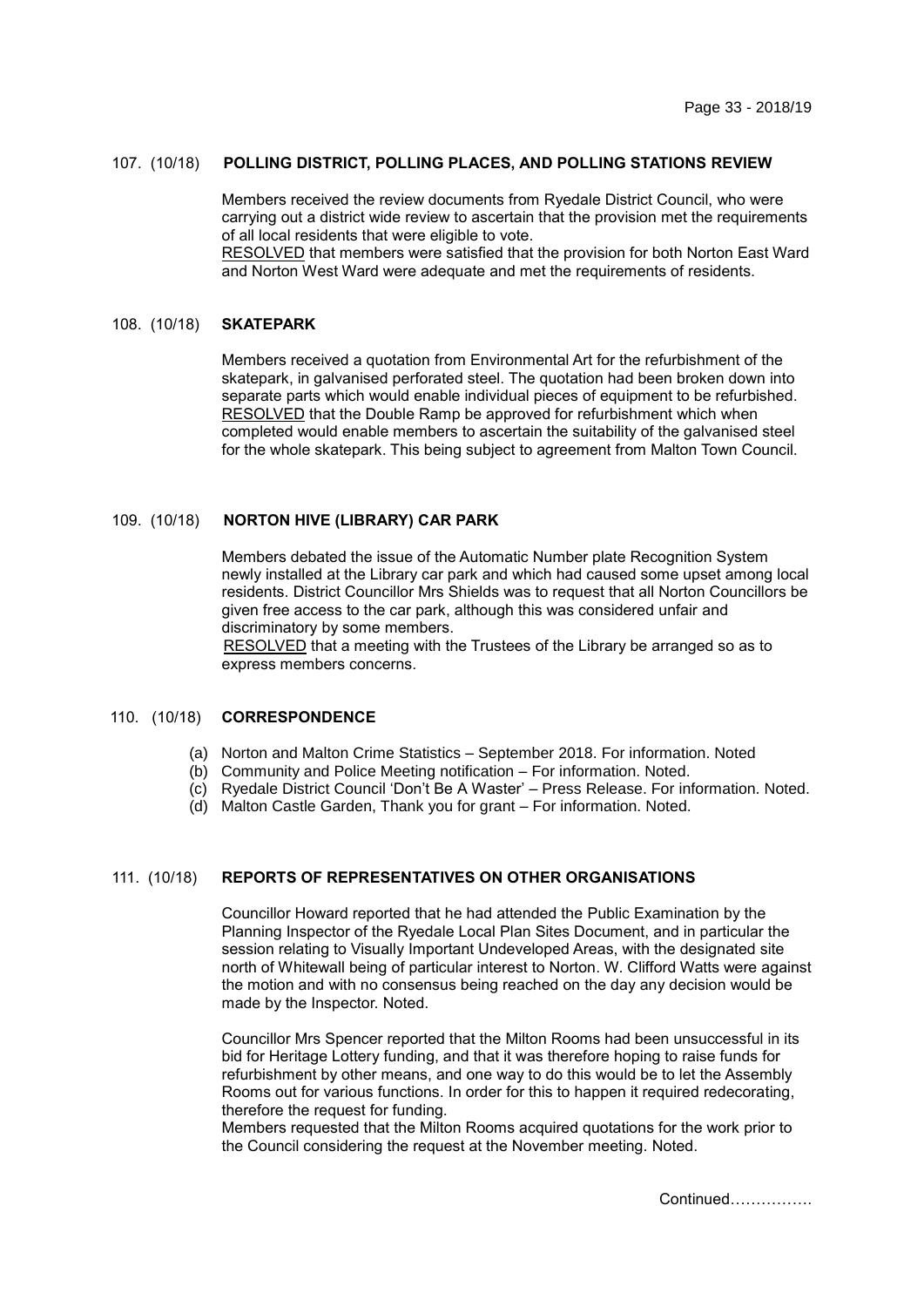### 107. (10/18) POLLING DISTRICT, POLLING PLACES, AND POLLING STATIONS REVIEW

Members received the review documents from Ryedale District Council, who were carrying out a district wide review to ascertain that the provision met the requirements of all local residents that were eligible to vote.
RESOLVED that members were satisfied that the provision for both Norton East Ward and Norton West Ward were adequate and met the requirements of residents.

### 108. (10/18) SKATEPARK

Members received a quotation from Environmental Art for the refurbishment of the skatepark, in galvanised perforated steel. The quotation had been broken down into separate parts which would enable individual pieces of equipment to be refurbished.
RESOLVED that the Double Ramp be approved for refurbishment which when completed would enable members to ascertain the suitability of the galvanised steel for the whole skatepark. This being subject to agreement from Malton Town Council.

### 109. (10/18) NORTON HIVE (LIBRARY) CAR PARK

Members debated the issue of the Automatic Number plate Recognition System newly installed at the Library car park and which had caused some upset among local residents. District Councillor Mrs Shields was to request that all Norton Councillors be given free access to the car park, although this was considered unfair and discriminatory by some members.
RESOLVED that a meeting with the Trustees of the Library be arranged so as to express members concerns.

### 110. (10/18) CORRESPONDENCE

(a) Norton and Malton Crime Statistics – September 2018. For information. Noted
(b) Community and Police Meeting notification – For information. Noted.
(c) Ryedale District Council 'Don't Be A Waster' – Press Release. For information. Noted.
(d) Malton Castle Garden, Thank you for grant – For information. Noted.

### 111. (10/18) REPORTS OF REPRESENTATIVES ON OTHER ORGANISATIONS

Councillor Howard reported that he had attended the Public Examination by the Planning Inspector of the Ryedale Local Plan Sites Document, and in particular the session relating to Visually Important Undeveloped Areas, with the designated site north of Whitewall being of particular interest to Norton. W. Clifford Watts were against the motion and with no consensus being reached on the day any decision would be made by the Inspector. Noted.

Councillor Mrs Spencer reported that the Milton Rooms had been unsuccessful in its bid for Heritage Lottery funding, and that it was therefore hoping to raise funds for refurbishment by other means, and one way to do this would be to let the Assembly Rooms out for various functions. In order for this to happen it required redecorating, therefore the request for funding.
Members requested that the Milton Rooms acquired quotations for the work prior to the Council considering the request at the November meeting. Noted.

Continued…………….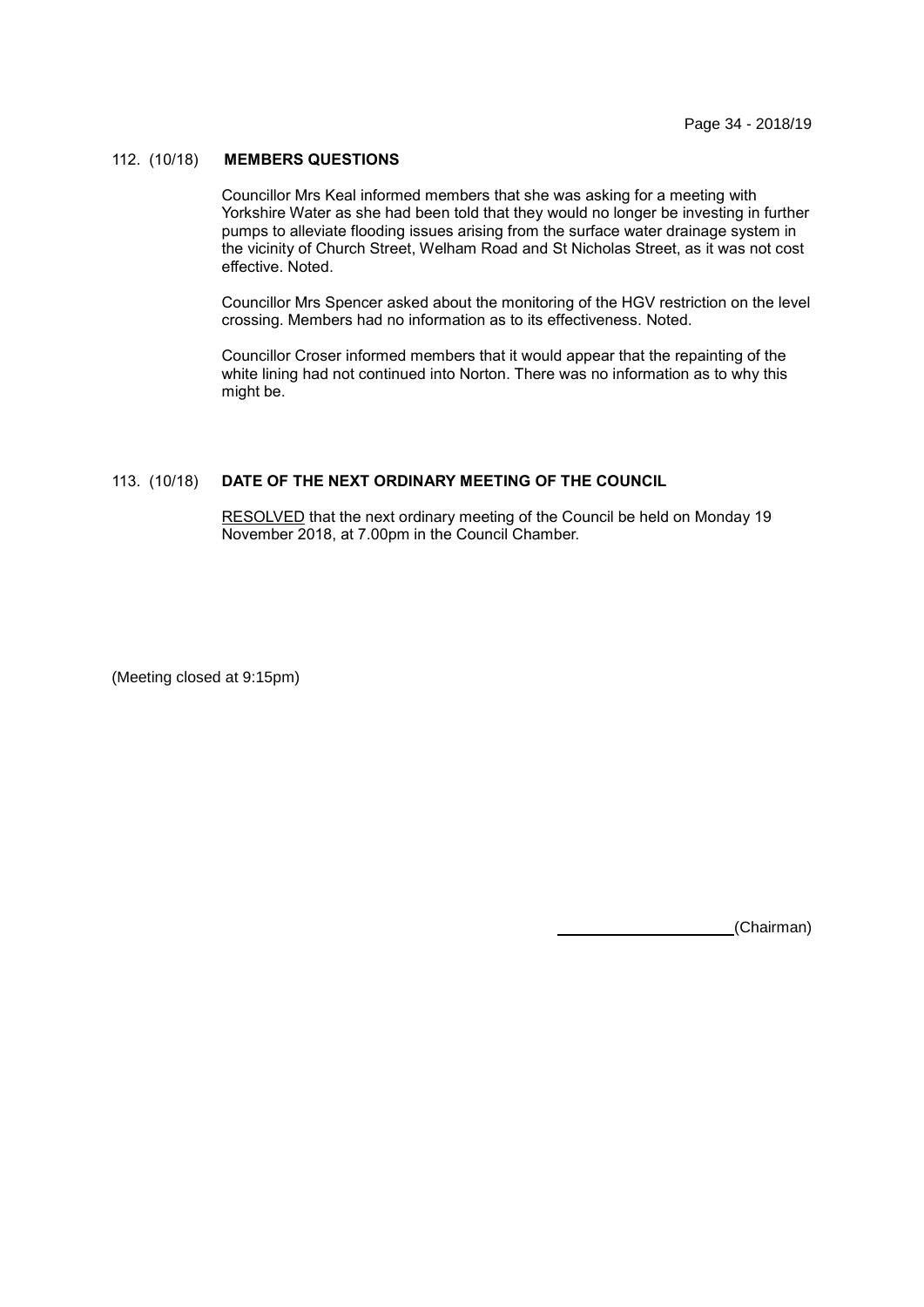112. (10/18) **MEMBERS QUESTIONS**

Councillor Mrs Keal informed members that she was asking for a meeting with Yorkshire Water as she had been told that they would no longer be investing in further pumps to alleviate flooding issues arising from the surface water drainage system in the vicinity of Church Street, Welham Road and St Nicholas Street, as it was not cost effective. Noted.

Councillor Mrs Spencer asked about the monitoring of the HGV restriction on the level crossing. Members had no information as to its effectiveness. Noted.

Councillor Croser informed members that it would appear that the repainting of the white lining had not continued into Norton. There was no information as to why this might be.

113. (10/18) **DATE OF THE NEXT ORDINARY MEETING OF THE COUNCIL**

RESOLVED that the next ordinary meeting of the Council be held on Monday 19 November 2018, at 7.00pm in the Council Chamber.

(Meeting closed at 9:15pm)

____________________ (Chairman)